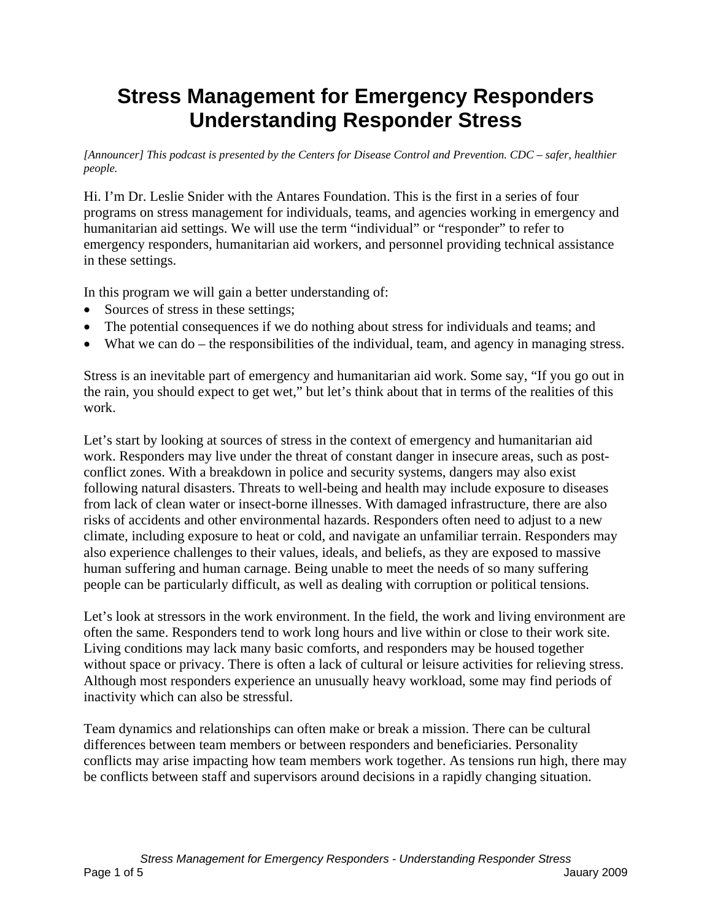# Stress Management for Emergency Responders
# Understanding Responder Stress

*[Announcer] This podcast is presented by the Centers for Disease Control and Prevention. CDC – safer, healthier people.*

Hi. I'm Dr. Leslie Snider with the Antares Foundation. This is the first in a series of four programs on stress management for individuals, teams, and agencies working in emergency and humanitarian aid settings. We will use the term "individual" or "responder" to refer to emergency responders, humanitarian aid workers, and personnel providing technical assistance in these settings.

In this program we will gain a better understanding of:

- Sources of stress in these settings;
- The potential consequences if we do nothing about stress for individuals and teams; and
- What we can do – the responsibilities of the individual, team, and agency in managing stress.

Stress is an inevitable part of emergency and humanitarian aid work. Some say, "If you go out in the rain, you should expect to get wet," but let's think about that in terms of the realities of this work.

Let's start by looking at sources of stress in the context of emergency and humanitarian aid work. Responders may live under the threat of constant danger in insecure areas, such as post-conflict zones. With a breakdown in police and security systems, dangers may also exist following natural disasters. Threats to well-being and health may include exposure to diseases from lack of clean water or insect-borne illnesses. With damaged infrastructure, there are also risks of accidents and other environmental hazards. Responders often need to adjust to a new climate, including exposure to heat or cold, and navigate an unfamiliar terrain. Responders may also experience challenges to their values, ideals, and beliefs, as they are exposed to massive human suffering and human carnage. Being unable to meet the needs of so many suffering people can be particularly difficult, as well as dealing with corruption or political tensions.

Let's look at stressors in the work environment. In the field, the work and living environment are often the same. Responders tend to work long hours and live within or close to their work site. Living conditions may lack many basic comforts, and responders may be housed together without space or privacy. There is often a lack of cultural or leisure activities for relieving stress. Although most responders experience an unusually heavy workload, some may find periods of inactivity which can also be stressful.

Team dynamics and relationships can often make or break a mission. There can be cultural differences between team members or between responders and beneficiaries. Personality conflicts may arise impacting how team members work together. As tensions run high, there may be conflicts between staff and supervisors around decisions in a rapidly changing situation.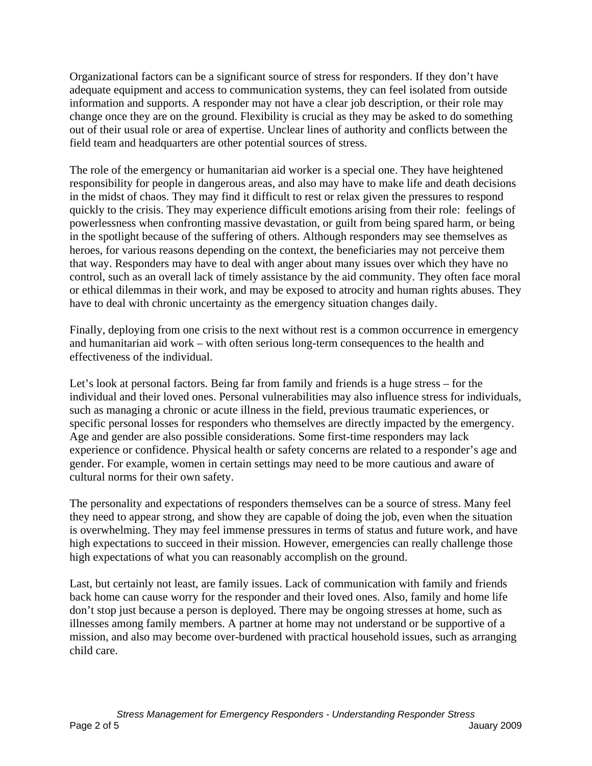Organizational factors can be a significant source of stress for responders. If they don't have adequate equipment and access to communication systems, they can feel isolated from outside information and supports. A responder may not have a clear job description, or their role may change once they are on the ground. Flexibility is crucial as they may be asked to do something out of their usual role or area of expertise. Unclear lines of authority and conflicts between the field team and headquarters are other potential sources of stress.

The role of the emergency or humanitarian aid worker is a special one. They have heightened responsibility for people in dangerous areas, and also may have to make life and death decisions in the midst of chaos. They may find it difficult to rest or relax given the pressures to respond quickly to the crisis. They may experience difficult emotions arising from their role: feelings of powerlessness when confronting massive devastation, or guilt from being spared harm, or being in the spotlight because of the suffering of others. Although responders may see themselves as heroes, for various reasons depending on the context, the beneficiaries may not perceive them that way. Responders may have to deal with anger about many issues over which they have no control, such as an overall lack of timely assistance by the aid community. They often face moral or ethical dilemmas in their work, and may be exposed to atrocity and human rights abuses. They have to deal with chronic uncertainty as the emergency situation changes daily.

Finally, deploying from one crisis to the next without rest is a common occurrence in emergency and humanitarian aid work – with often serious long-term consequences to the health and effectiveness of the individual.

Let's look at personal factors. Being far from family and friends is a huge stress – for the individual and their loved ones. Personal vulnerabilities may also influence stress for individuals, such as managing a chronic or acute illness in the field, previous traumatic experiences, or specific personal losses for responders who themselves are directly impacted by the emergency. Age and gender are also possible considerations. Some first-time responders may lack experience or confidence. Physical health or safety concerns are related to a responder's age and gender. For example, women in certain settings may need to be more cautious and aware of cultural norms for their own safety.

The personality and expectations of responders themselves can be a source of stress. Many feel they need to appear strong, and show they are capable of doing the job, even when the situation is overwhelming. They may feel immense pressures in terms of status and future work, and have high expectations to succeed in their mission. However, emergencies can really challenge those high expectations of what you can reasonably accomplish on the ground.

Last, but certainly not least, are family issues. Lack of communication with family and friends back home can cause worry for the responder and their loved ones. Also, family and home life don't stop just because a person is deployed. There may be ongoing stresses at home, such as illnesses among family members. A partner at home may not understand or be supportive of a mission, and also may become over-burdened with practical household issues, such as arranging child care.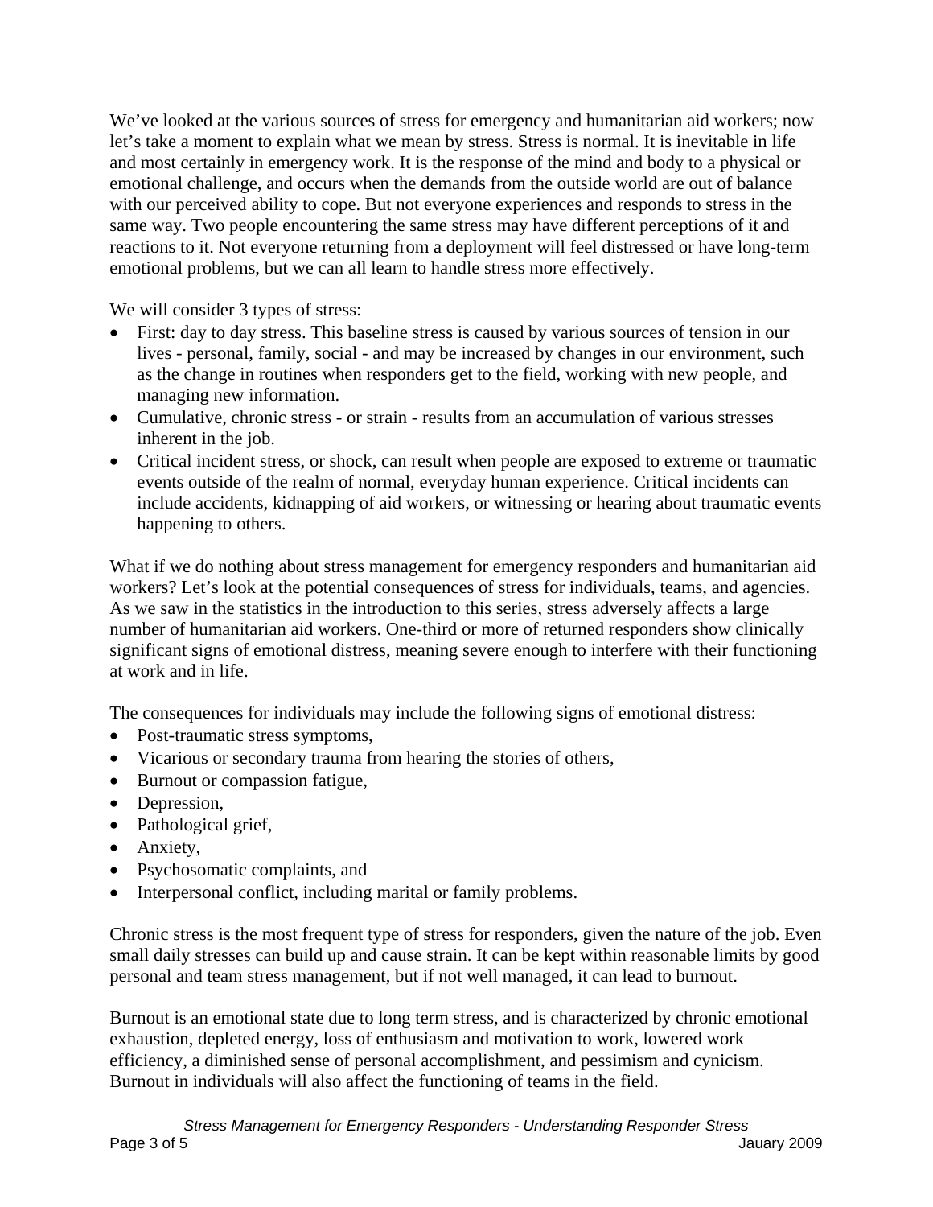We've looked at the various sources of stress for emergency and humanitarian aid workers; now let's take a moment to explain what we mean by stress. Stress is normal. It is inevitable in life and most certainly in emergency work. It is the response of the mind and body to a physical or emotional challenge, and occurs when the demands from the outside world are out of balance with our perceived ability to cope. But not everyone experiences and responds to stress in the same way. Two people encountering the same stress may have different perceptions of it and reactions to it. Not everyone returning from a deployment will feel distressed or have long-term emotional problems, but we can all learn to handle stress more effectively.

We will consider 3 types of stress:

- First: day to day stress. This baseline stress is caused by various sources of tension in our lives - personal, family, social - and may be increased by changes in our environment, such as the change in routines when responders get to the field, working with new people, and managing new information.
- Cumulative, chronic stress - or strain - results from an accumulation of various stresses inherent in the job.
- Critical incident stress, or shock, can result when people are exposed to extreme or traumatic events outside of the realm of normal, everyday human experience. Critical incidents can include accidents, kidnapping of aid workers, or witnessing or hearing about traumatic events happening to others.

What if we do nothing about stress management for emergency responders and humanitarian aid workers? Let's look at the potential consequences of stress for individuals, teams, and agencies. As we saw in the statistics in the introduction to this series, stress adversely affects a large number of humanitarian aid workers. One-third or more of returned responders show clinically significant signs of emotional distress, meaning severe enough to interfere with their functioning at work and in life.

The consequences for individuals may include the following signs of emotional distress:

- Post-traumatic stress symptoms,
- Vicarious or secondary trauma from hearing the stories of others,
- Burnout or compassion fatigue,
- Depression,
- Pathological grief,
- Anxiety,
- Psychosomatic complaints, and
- Interpersonal conflict, including marital or family problems.

Chronic stress is the most frequent type of stress for responders, given the nature of the job. Even small daily stresses can build up and cause strain. It can be kept within reasonable limits by good personal and team stress management, but if not well managed, it can lead to burnout.

Burnout is an emotional state due to long term stress, and is characterized by chronic emotional exhaustion, depleted energy, loss of enthusiasm and motivation to work, lowered work efficiency, a diminished sense of personal accomplishment, and pessimism and cynicism. Burnout in individuals will also affect the functioning of teams in the field.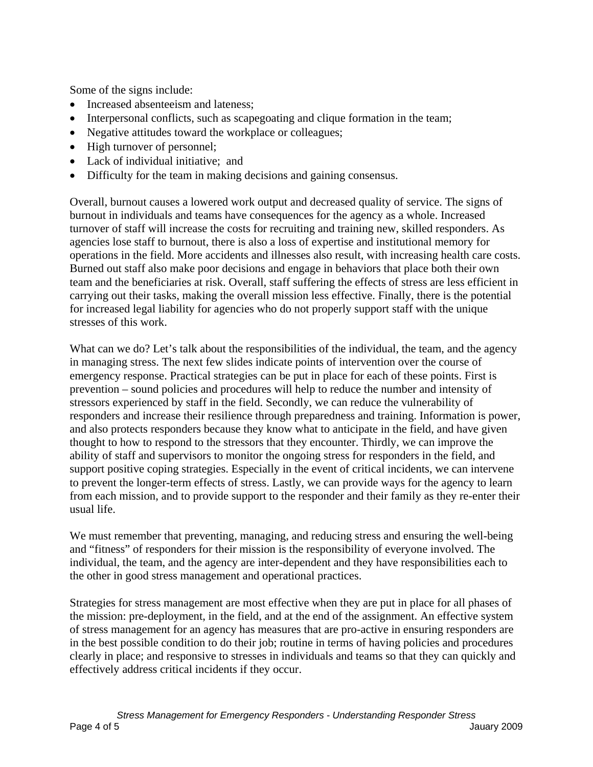Some of the signs include:

- Increased absenteeism and lateness;
- Interpersonal conflicts, such as scapegoating and clique formation in the team;
- Negative attitudes toward the workplace or colleagues;
- High turnover of personnel;
- Lack of individual initiative; and
- Difficulty for the team in making decisions and gaining consensus.

Overall, burnout causes a lowered work output and decreased quality of service. The signs of burnout in individuals and teams have consequences for the agency as a whole. Increased turnover of staff will increase the costs for recruiting and training new, skilled responders. As agencies lose staff to burnout, there is also a loss of expertise and institutional memory for operations in the field. More accidents and illnesses also result, with increasing health care costs. Burned out staff also make poor decisions and engage in behaviors that place both their own team and the beneficiaries at risk. Overall, staff suffering the effects of stress are less efficient in carrying out their tasks, making the overall mission less effective. Finally, there is the potential for increased legal liability for agencies who do not properly support staff with the unique stresses of this work.

What can we do? Let's talk about the responsibilities of the individual, the team, and the agency in managing stress. The next few slides indicate points of intervention over the course of emergency response. Practical strategies can be put in place for each of these points. First is prevention – sound policies and procedures will help to reduce the number and intensity of stressors experienced by staff in the field. Secondly, we can reduce the vulnerability of responders and increase their resilience through preparedness and training. Information is power, and also protects responders because they know what to anticipate in the field, and have given thought to how to respond to the stressors that they encounter. Thirdly, we can improve the ability of staff and supervisors to monitor the ongoing stress for responders in the field, and support positive coping strategies. Especially in the event of critical incidents, we can intervene to prevent the longer-term effects of stress. Lastly, we can provide ways for the agency to learn from each mission, and to provide support to the responder and their family as they re-enter their usual life.

We must remember that preventing, managing, and reducing stress and ensuring the well-being and "fitness" of responders for their mission is the responsibility of everyone involved. The individual, the team, and the agency are inter-dependent and they have responsibilities each to the other in good stress management and operational practices.

Strategies for stress management are most effective when they are put in place for all phases of the mission: pre-deployment, in the field, and at the end of the assignment. An effective system of stress management for an agency has measures that are pro-active in ensuring responders are in the best possible condition to do their job; routine in terms of having policies and procedures clearly in place; and responsive to stresses in individuals and teams so that they can quickly and effectively address critical incidents if they occur.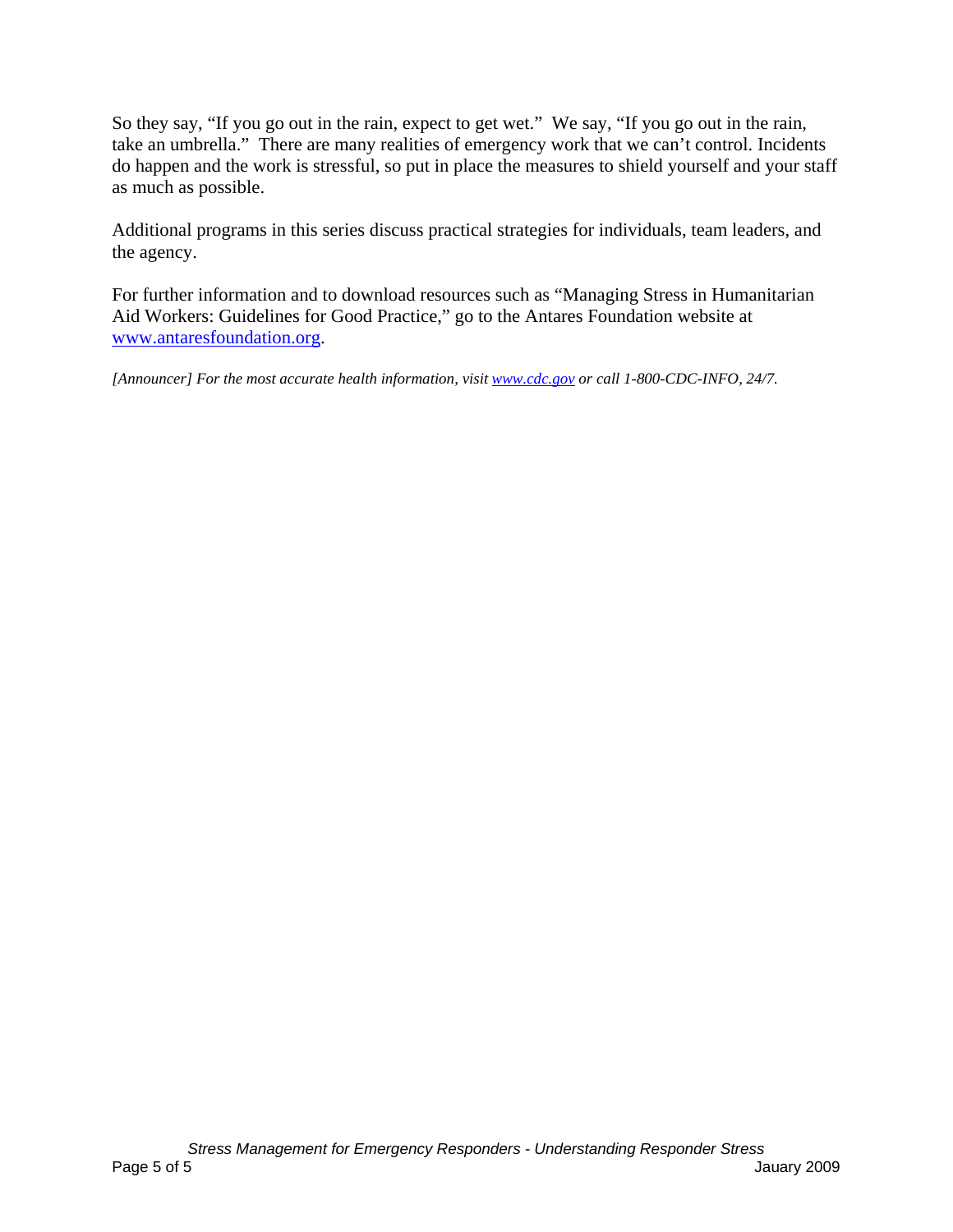So they say, "If you go out in the rain, expect to get wet." We say, "If you go out in the rain, take an umbrella." There are many realities of emergency work that we can't control. Incidents do happen and the work is stressful, so put in place the measures to shield yourself and your staff as much as possible.

Additional programs in this series discuss practical strategies for individuals, team leaders, and the agency.

For further information and to download resources such as "Managing Stress in Humanitarian Aid Workers: Guidelines for Good Practice," go to the Antares Foundation website at www.antaresfoundation.org.

*[Announcer] For the most accurate health information, visit www.cdc.gov or call 1-800-CDC-INFO, 24/7.*